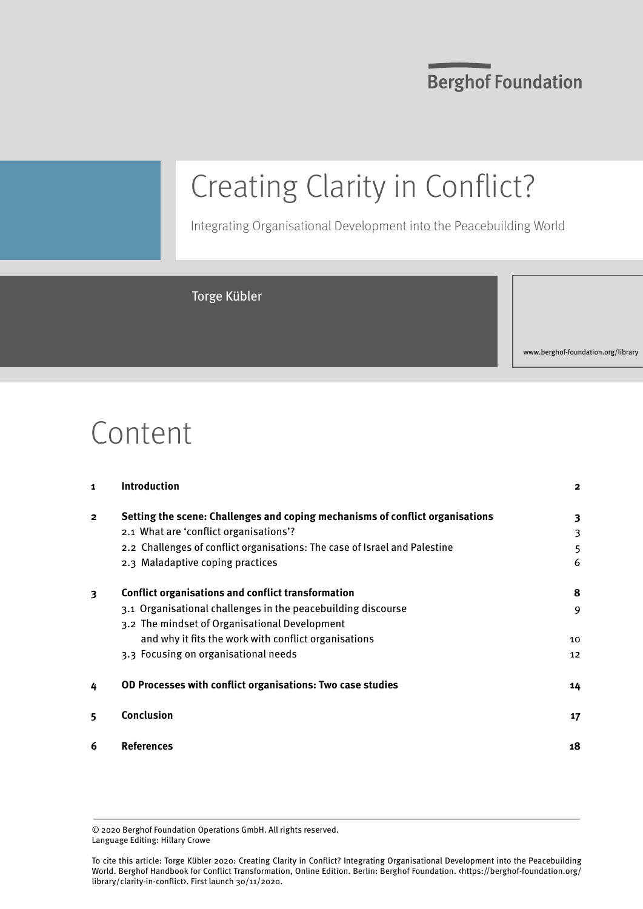Berghof Foundation

# Creating Clarity in Conflict?

Integrating Organisational Development into the Peacebuilding World

Torge Kübler

www.berghof-foundation.org/library

## Content

| | | |
|---|---|---|
| **1** | **Introduction** | **2** |
| **2** | **Setting the scene: Challenges and coping mechanisms of conflict organisations** | **3** |
| | 2.1 What are 'conflict organisations'? | 3 |
| | 2.2 Challenges of conflict organisations: The case of Israel and Palestine | 5 |
| | 2.3 Maladaptive coping practices | 6 |
| **3** | **Conflict organisations and conflict transformation** | **8** |
| | 3.1 Organisational challenges in the peacebuilding discourse | 9 |
| | 3.2 The mindset of Organisational Development and why it fits the work with conflict organisations | 10 |
| | 3.3 Focusing on organisational needs | 12 |
| **4** | **OD Processes with conflict organisations: Two case studies** | **14** |
| **5** | **Conclusion** | **17** |
| **6** | **References** | **18** |

© 2020 Berghof Foundation Operations GmbH. All rights reserved.
Language Editing: Hillary Crowe

To cite this article: Torge Kübler 2020: Creating Clarity in Conflict? Integrating Organisational Development into the Peacebuilding World. Berghof Handbook for Conflict Transformation, Online Edition. Berlin: Berghof Foundation. <https://berghof-foundation.org/library/clarity-in-conflict>. First launch 30/11/2020.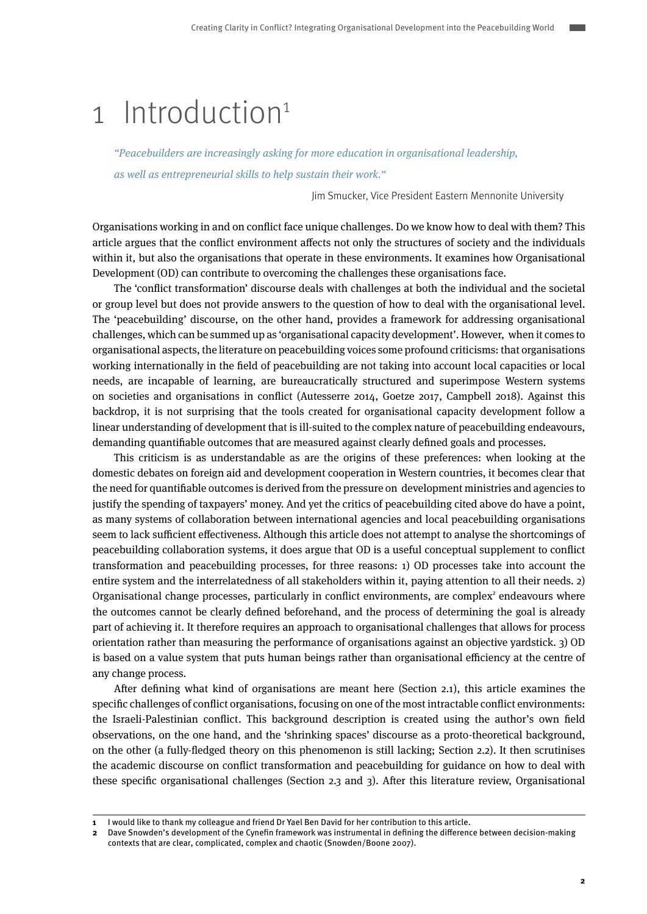# 1 Introduction[1]

> *"Peacebuilders are increasingly asking for more education in organisational leadership, as well as entrepreneurial skills to help sustain their work."*
>
> Jim Smucker, Vice President Eastern Mennonite University

Organisations working in and on conflict face unique challenges. Do we know how to deal with them? This article argues that the conflict environment affects not only the structures of society and the individuals within it, but also the organisations that operate in these environments. It examines how Organisational Development (OD) can contribute to overcoming the challenges these organisations face.

The 'conflict transformation' discourse deals with challenges at both the individual and the societal or group level but does not provide answers to the question of how to deal with the organisational level. The 'peacebuilding' discourse, on the other hand, provides a framework for addressing organisational challenges, which can be summed up as 'organisational capacity development'. However, when it comes to organisational aspects, the literature on peacebuilding voices some profound criticisms: that organisations working internationally in the field of peacebuilding are not taking into account local capacities or local needs, are incapable of learning, are bureaucratically structured and superimpose Western systems on societies and organisations in conflict (Autesserre 2014, Goetze 2017, Campbell 2018). Against this backdrop, it is not surprising that the tools created for organisational capacity development follow a linear understanding of development that is ill-suited to the complex nature of peacebuilding endeavours, demanding quantifiable outcomes that are measured against clearly defined goals and processes.

This criticism is as understandable as are the origins of these preferences: when looking at the domestic debates on foreign aid and development cooperation in Western countries, it becomes clear that the need for quantifiable outcomes is derived from the pressure on development ministries and agencies to justify the spending of taxpayers' money. And yet the critics of peacebuilding cited above do have a point, as many systems of collaboration between international agencies and local peacebuilding organisations seem to lack sufficient effectiveness. Although this article does not attempt to analyse the shortcomings of peacebuilding collaboration systems, it does argue that OD is a useful conceptual supplement to conflict transformation and peacebuilding processes, for three reasons: 1) OD processes take into account the entire system and the interrelatedness of all stakeholders within it, paying attention to all their needs. 2) Organisational change processes, particularly in conflict environments, are complex[2] endeavours where the outcomes cannot be clearly defined beforehand, and the process of determining the goal is already part of achieving it. It therefore requires an approach to organisational challenges that allows for process orientation rather than measuring the performance of organisations against an objective yardstick. 3) OD is based on a value system that puts human beings rather than organisational efficiency at the centre of any change process.

After defining what kind of organisations are meant here (Section 2.1), this article examines the specific challenges of conflict organisations, focusing on one of the most intractable conflict environments: the Israeli-Palestinian conflict. This background description is created using the author's own field observations, on the one hand, and the 'shrinking spaces' discourse as a proto-theoretical background, on the other (a fully-fledged theory on this phenomenon is still lacking; Section 2.2). It then scrutinises the academic discourse on conflict transformation and peacebuilding for guidance on how to deal with these specific organisational challenges (Section 2.3 and 3). After this literature review, Organisational

---

1 I would like to thank my colleague and friend Dr Yael Ben David for her contribution to this article.

2 Dave Snowden's development of the Cynefin framework was instrumental in defining the difference between decision-making contexts that are clear, complicated, complex and chaotic (Snowden/Boone 2007).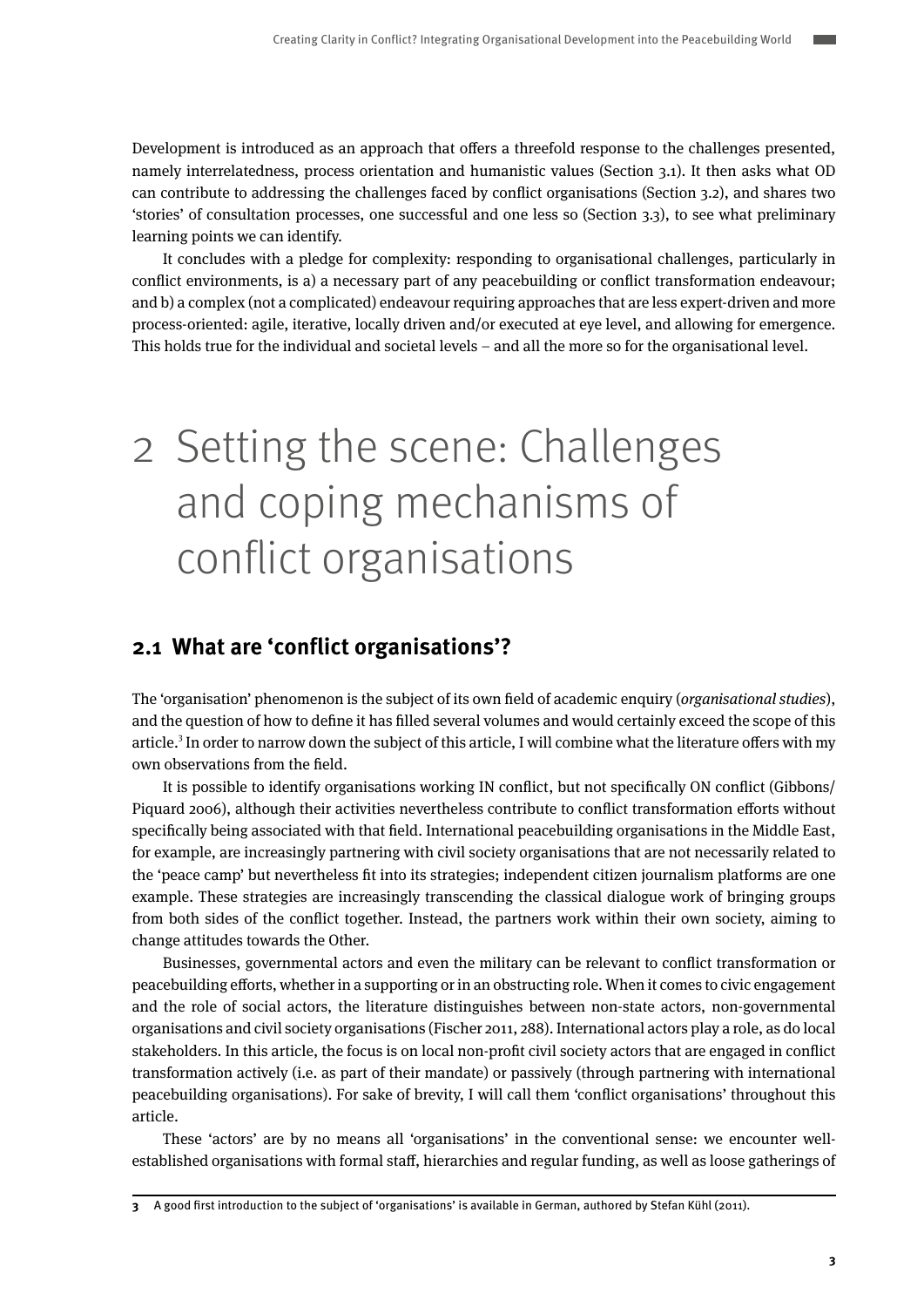Development is introduced as an approach that offers a threefold response to the challenges presented, namely interrelatedness, process orientation and humanistic values (Section 3.1). It then asks what OD can contribute to addressing the challenges faced by conflict organisations (Section 3.2), and shares two 'stories' of consultation processes, one successful and one less so (Section 3.3), to see what preliminary learning points we can identify.

It concludes with a pledge for complexity: responding to organisational challenges, particularly in conflict environments, is a) a necessary part of any peacebuilding or conflict transformation endeavour; and b) a complex (not a complicated) endeavour requiring approaches that are less expert-driven and more process-oriented: agile, iterative, locally driven and/or executed at eye level, and allowing for emergence. This holds true for the individual and societal levels – and all the more so for the organisational level.

# 2 Setting the scene: Challenges and coping mechanisms of conflict organisations

## 2.1 What are 'conflict organisations'?

The 'organisation' phenomenon is the subject of its own field of academic enquiry (*organisational studies*), and the question of how to define it has filled several volumes and would certainly exceed the scope of this article.[3] In order to narrow down the subject of this article, I will combine what the literature offers with my own observations from the field.

It is possible to identify organisations working IN conflict, but not specifically ON conflict (Gibbons/Piquard 2006), although their activities nevertheless contribute to conflict transformation efforts without specifically being associated with that field. International peacebuilding organisations in the Middle East, for example, are increasingly partnering with civil society organisations that are not necessarily related to the 'peace camp' but nevertheless fit into its strategies; independent citizen journalism platforms are one example. These strategies are increasingly transcending the classical dialogue work of bringing groups from both sides of the conflict together. Instead, the partners work within their own society, aiming to change attitudes towards the Other.

Businesses, governmental actors and even the military can be relevant to conflict transformation or peacebuilding efforts, whether in a supporting or in an obstructing role. When it comes to civic engagement and the role of social actors, the literature distinguishes between non-state actors, non-governmental organisations and civil society organisations (Fischer 2011, 288). International actors play a role, as do local stakeholders. In this article, the focus is on local non-profit civil society actors that are engaged in conflict transformation actively (i.e. as part of their mandate) or passively (through partnering with international peacebuilding organisations). For sake of brevity, I will call them 'conflict organisations' throughout this article.

These 'actors' are by no means all 'organisations' in the conventional sense: we encounter well-established organisations with formal staff, hierarchies and regular funding, as well as loose gatherings of

---

[3] A good first introduction to the subject of 'organisations' is available in German, authored by Stefan Kühl (2011).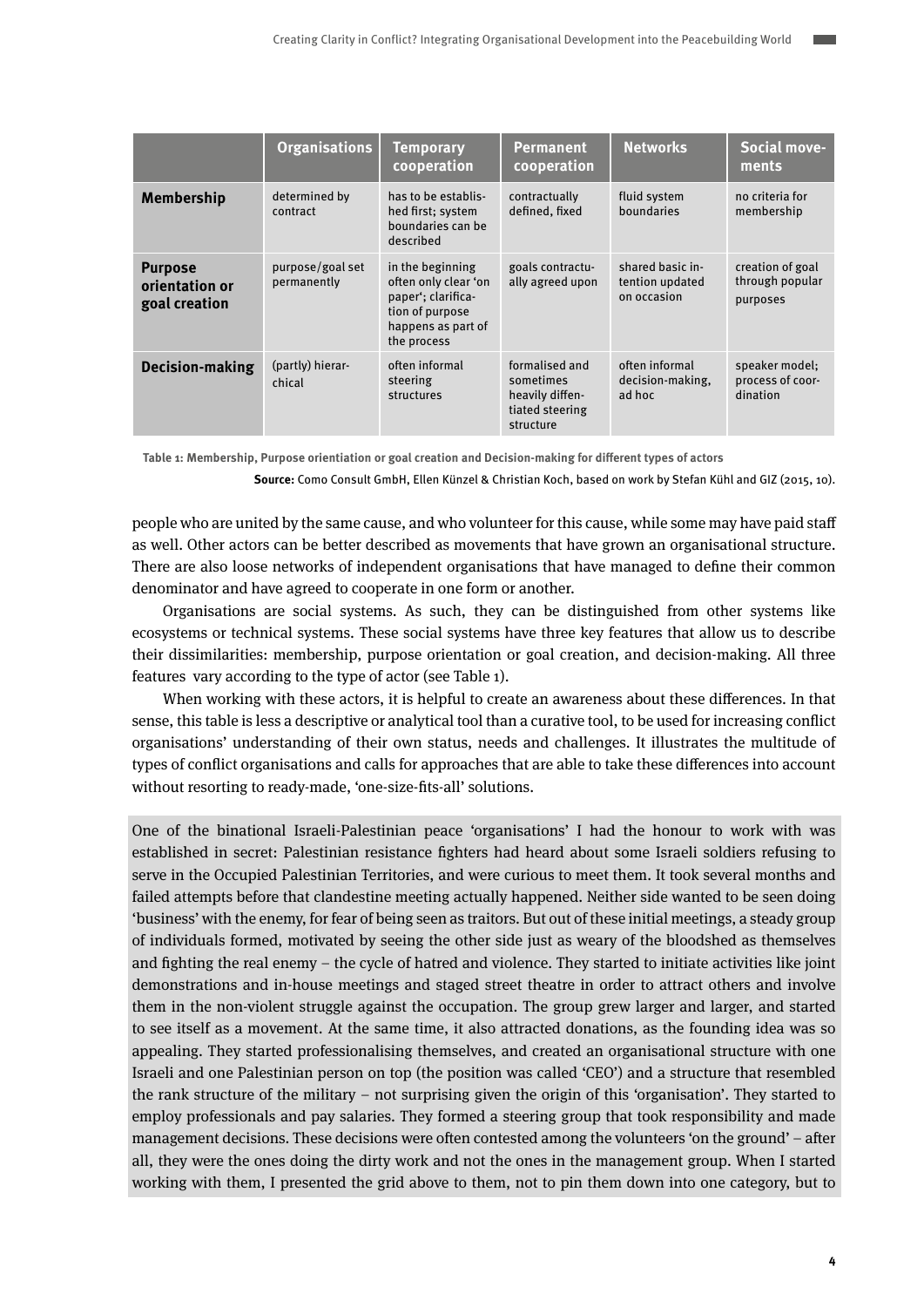| | Organisations | Temporary cooperation | Permanent cooperation | Networks | Social movements |
|---|---|---|---|---|---|
| **Membership** | determined by contract | has to be established first; system boundaries can be described | contractually defined, fixed | fluid system boundaries | no criteria for membership |
| **Purpose orientation or goal creation** | purpose/goal set permanently | in the beginning often only clear 'on paper'; clarification of purpose happens as part of the process | goals contractually agreed upon | shared basic intention updated on occasion | creation of goal through popular purposes |
| **Decision-making** | (partly) hierarchical | often informal steering structures | formalised and sometimes heavily differentiated steering structure | often informal decision-making, ad hoc | speaker model; process of coordination |

**Table 1: Membership, Purpose orientation or goal creation and Decision-making for different types of actors**

**Source:** Como Consult GmbH, Ellen Künzel & Christian Koch, based on work by Stefan Kühl and GIZ (2015, 10).

people who are united by the same cause, and who volunteer for this cause, while some may have paid staff as well. Other actors can be better described as movements that have grown an organisational structure. There are also loose networks of independent organisations that have managed to define their common denominator and have agreed to cooperate in one form or another.

Organisations are social systems. As such, they can be distinguished from other systems like ecosystems or technical systems. These social systems have three key features that allow us to describe their dissimilarities: membership, purpose orientation or goal creation, and decision-making. All three features vary according to the type of actor (see Table 1).

When working with these actors, it is helpful to create an awareness about these differences. In that sense, this table is less a descriptive or analytical tool than a curative tool, to be used for increasing conflict organisations' understanding of their own status, needs and challenges. It illustrates the multitude of types of conflict organisations and calls for approaches that are able to take these differences into account without resorting to ready-made, 'one-size-fits-all' solutions.

One of the binational Israeli-Palestinian peace 'organisations' I had the honour to work with was established in secret: Palestinian resistance fighters had heard about some Israeli soldiers refusing to serve in the Occupied Palestinian Territories, and were curious to meet them. It took several months and failed attempts before that clandestine meeting actually happened. Neither side wanted to be seen doing 'business' with the enemy, for fear of being seen as traitors. But out of these initial meetings, a steady group of individuals formed, motivated by seeing the other side just as weary of the bloodshed as themselves and fighting the real enemy – the cycle of hatred and violence. They started to initiate activities like joint demonstrations and in-house meetings and staged street theatre in order to attract others and involve them in the non-violent struggle against the occupation. The group grew larger and larger, and started to see itself as a movement. At the same time, it also attracted donations, as the founding idea was so appealing. They started professionalising themselves, and created an organisational structure with one Israeli and one Palestinian person on top (the position was called 'CEO') and a structure that resembled the rank structure of the military – not surprising given the origin of this 'organisation'. They started to employ professionals and pay salaries. They formed a steering group that took responsibility and made management decisions. These decisions were often contested among the volunteers 'on the ground' – after all, they were the ones doing the dirty work and not the ones in the management group. When I started working with them, I presented the grid above to them, not to pin them down into one category, but to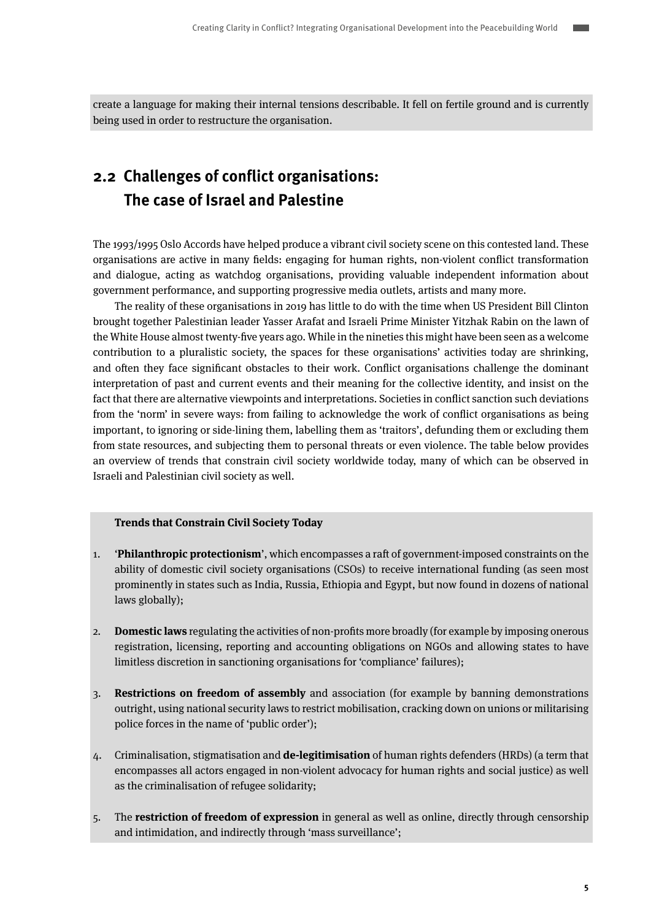create a language for making their internal tensions describable. It fell on fertile ground and is currently being used in order to restructure the organisation.

## 2.2 Challenges of conflict organisations: The case of Israel and Palestine

The 1993/1995 Oslo Accords have helped produce a vibrant civil society scene on this contested land. These organisations are active in many fields: engaging for human rights, non-violent conflict transformation and dialogue, acting as watchdog organisations, providing valuable independent information about government performance, and supporting progressive media outlets, artists and many more.

The reality of these organisations in 2019 has little to do with the time when US President Bill Clinton brought together Palestinian leader Yasser Arafat and Israeli Prime Minister Yitzhak Rabin on the lawn of the White House almost twenty-five years ago. While in the nineties this might have been seen as a welcome contribution to a pluralistic society, the spaces for these organisations' activities today are shrinking, and often they face significant obstacles to their work. Conflict organisations challenge the dominant interpretation of past and current events and their meaning for the collective identity, and insist on the fact that there are alternative viewpoints and interpretations. Societies in conflict sanction such deviations from the 'norm' in severe ways: from failing to acknowledge the work of conflict organisations as being important, to ignoring or side-lining them, labelling them as 'traitors', defunding them or excluding them from state resources, and subjecting them to personal threats or even violence. The table below provides an overview of trends that constrain civil society worldwide today, many of which can be observed in Israeli and Palestinian civil society as well.

**Trends that Constrain Civil Society Today**

1. '**Philanthropic protectionism**', which encompasses a raft of government-imposed constraints on the ability of domestic civil society organisations (CSOs) to receive international funding (as seen most prominently in states such as India, Russia, Ethiopia and Egypt, but now found in dozens of national laws globally);
2. **Domestic laws** regulating the activities of non-profits more broadly (for example by imposing onerous registration, licensing, reporting and accounting obligations on NGOs and allowing states to have limitless discretion in sanctioning organisations for 'compliance' failures);
3. **Restrictions on freedom of assembly** and association (for example by banning demonstrations outright, using national security laws to restrict mobilisation, cracking down on unions or militarising police forces in the name of 'public order');
4. Criminalisation, stigmatisation and **de-legitimisation** of human rights defenders (HRDs) (a term that encompasses all actors engaged in non-violent advocacy for human rights and social justice) as well as the criminalisation of refugee solidarity;
5. The **restriction of freedom of expression** in general as well as online, directly through censorship and intimidation, and indirectly through 'mass surveillance';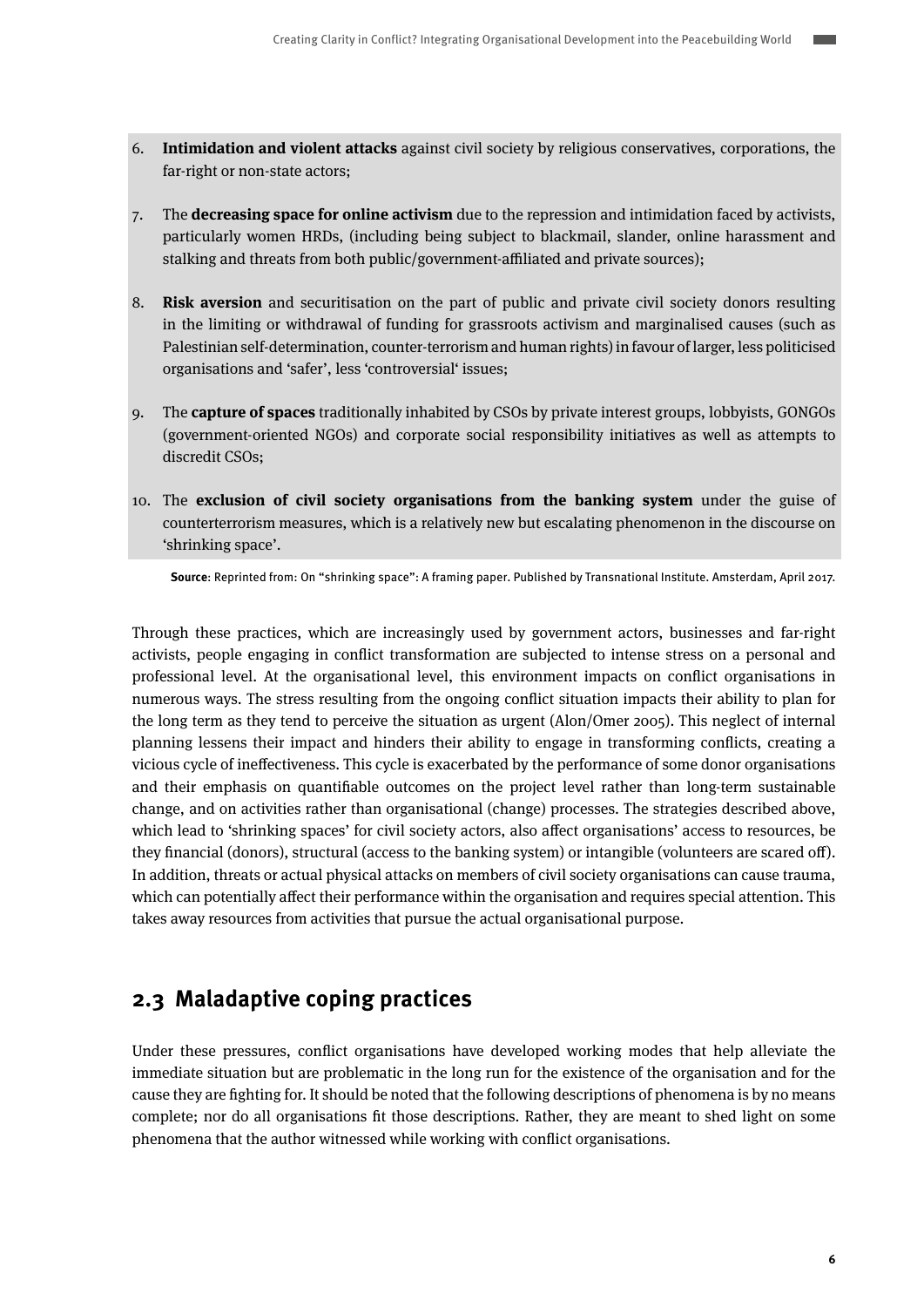6. **Intimidation and violent attacks** against civil society by religious conservatives, corporations, the far-right or non-state actors;

7. The **decreasing space for online activism** due to the repression and intimidation faced by activists, particularly women HRDs, (including being subject to blackmail, slander, online harassment and stalking and threats from both public/government-affiliated and private sources);

8. **Risk aversion** and securitisation on the part of public and private civil society donors resulting in the limiting or withdrawal of funding for grassroots activism and marginalised causes (such as Palestinian self-determination, counter-terrorism and human rights) in favour of larger, less politicised organisations and 'safer', less 'controversial' issues;

9. The **capture of spaces** traditionally inhabited by CSOs by private interest groups, lobbyists, GONGOs (government-oriented NGOs) and corporate social responsibility initiatives as well as attempts to discredit CSOs;

10. The **exclusion of civil society organisations from the banking system** under the guise of counterterrorism measures, which is a relatively new but escalating phenomenon in the discourse on 'shrinking space'.

**Source**: Reprinted from: On "shrinking space": A framing paper. Published by Transnational Institute. Amsterdam, April 2017.

Through these practices, which are increasingly used by government actors, businesses and far-right activists, people engaging in conflict transformation are subjected to intense stress on a personal and professional level. At the organisational level, this environment impacts on conflict organisations in numerous ways. The stress resulting from the ongoing conflict situation impacts their ability to plan for the long term as they tend to perceive the situation as urgent (Alon/Omer 2005). This neglect of internal planning lessens their impact and hinders their ability to engage in transforming conflicts, creating a vicious cycle of ineffectiveness. This cycle is exacerbated by the performance of some donor organisations and their emphasis on quantifiable outcomes on the project level rather than long-term sustainable change, and on activities rather than organisational (change) processes. The strategies described above, which lead to 'shrinking spaces' for civil society actors, also affect organisations' access to resources, be they financial (donors), structural (access to the banking system) or intangible (volunteers are scared off). In addition, threats or actual physical attacks on members of civil society organisations can cause trauma, which can potentially affect their performance within the organisation and requires special attention. This takes away resources from activities that pursue the actual organisational purpose.

## 2.3 Maladaptive coping practices

Under these pressures, conflict organisations have developed working modes that help alleviate the immediate situation but are problematic in the long run for the existence of the organisation and for the cause they are fighting for. It should be noted that the following descriptions of phenomena is by no means complete; nor do all organisations fit those descriptions. Rather, they are meant to shed light on some phenomena that the author witnessed while working with conflict organisations.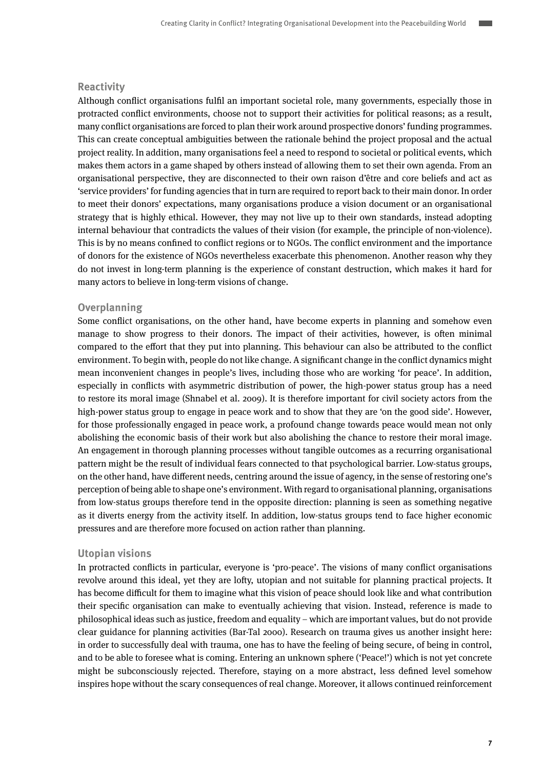### Reactivity

Although conflict organisations fulfil an important societal role, many governments, especially those in protracted conflict environments, choose not to support their activities for political reasons; as a result, many conflict organisations are forced to plan their work around prospective donors' funding programmes. This can create conceptual ambiguities between the rationale behind the project proposal and the actual project reality. In addition, many organisations feel a need to respond to societal or political events, which makes them actors in a game shaped by others instead of allowing them to set their own agenda. From an organisational perspective, they are disconnected to their own raison d'être and core beliefs and act as 'service providers' for funding agencies that in turn are required to report back to their main donor. In order to meet their donors' expectations, many organisations produce a vision document or an organisational strategy that is highly ethical. However, they may not live up to their own standards, instead adopting internal behaviour that contradicts the values of their vision (for example, the principle of non-violence). This is by no means confined to conflict regions or to NGOs. The conflict environment and the importance of donors for the existence of NGOs nevertheless exacerbate this phenomenon. Another reason why they do not invest in long-term planning is the experience of constant destruction, which makes it hard for many actors to believe in long-term visions of change.

### Overplanning

Some conflict organisations, on the other hand, have become experts in planning and somehow even manage to show progress to their donors. The impact of their activities, however, is often minimal compared to the effort that they put into planning. This behaviour can also be attributed to the conflict environment. To begin with, people do not like change. A significant change in the conflict dynamics might mean inconvenient changes in people's lives, including those who are working 'for peace'. In addition, especially in conflicts with asymmetric distribution of power, the high-power status group has a need to restore its moral image (Shnabel et al. 2009). It is therefore important for civil society actors from the high-power status group to engage in peace work and to show that they are 'on the good side'. However, for those professionally engaged in peace work, a profound change towards peace would mean not only abolishing the economic basis of their work but also abolishing the chance to restore their moral image. An engagement in thorough planning processes without tangible outcomes as a recurring organisational pattern might be the result of individual fears connected to that psychological barrier. Low-status groups, on the other hand, have different needs, centring around the issue of agency, in the sense of restoring one's perception of being able to shape one's environment. With regard to organisational planning, organisations from low-status groups therefore tend in the opposite direction: planning is seen as something negative as it diverts energy from the activity itself. In addition, low-status groups tend to face higher economic pressures and are therefore more focused on action rather than planning.

### Utopian visions

In protracted conflicts in particular, everyone is 'pro-peace'. The visions of many conflict organisations revolve around this ideal, yet they are lofty, utopian and not suitable for planning practical projects. It has become difficult for them to imagine what this vision of peace should look like and what contribution their specific organisation can make to eventually achieving that vision. Instead, reference is made to philosophical ideas such as justice, freedom and equality – which are important values, but do not provide clear guidance for planning activities (Bar-Tal 2000). Research on trauma gives us another insight here: in order to successfully deal with trauma, one has to have the feeling of being secure, of being in control, and to be able to foresee what is coming. Entering an unknown sphere ('Peace!') which is not yet concrete might be subconsciously rejected. Therefore, staying on a more abstract, less defined level somehow inspires hope without the scary consequences of real change. Moreover, it allows continued reinforcement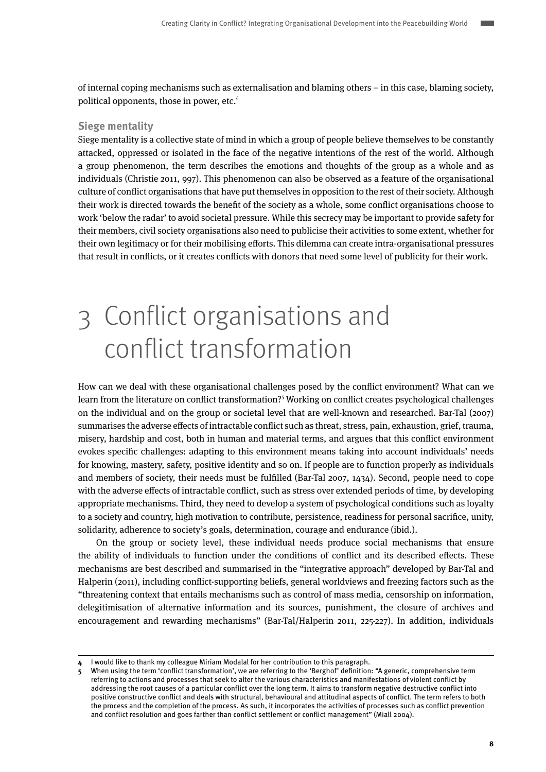of internal coping mechanisms such as externalisation and blaming others – in this case, blaming society, political opponents, those in power, etc.[4]

### Siege mentality

Siege mentality is a collective state of mind in which a group of people believe themselves to be constantly attacked, oppressed or isolated in the face of the negative intentions of the rest of the world. Although a group phenomenon, the term describes the emotions and thoughts of the group as a whole and as individuals (Christie 2011, 997). This phenomenon can also be observed as a feature of the organisational culture of conflict organisations that have put themselves in opposition to the rest of their society. Although their work is directed towards the benefit of the society as a whole, some conflict organisations choose to work 'below the radar' to avoid societal pressure. While this secrecy may be important to provide safety for their members, civil society organisations also need to publicise their activities to some extent, whether for their own legitimacy or for their mobilising efforts. This dilemma can create intra-organisational pressures that result in conflicts, or it creates conflicts with donors that need some level of publicity for their work.

# 3 Conflict organisations and conflict transformation

How can we deal with these organisational challenges posed by the conflict environment? What can we learn from the literature on conflict transformation?[5] Working on conflict creates psychological challenges on the individual and on the group or societal level that are well-known and researched. Bar-Tal (2007) summarises the adverse effects of intractable conflict such as threat, stress, pain, exhaustion, grief, trauma, misery, hardship and cost, both in human and material terms, and argues that this conflict environment evokes specific challenges: adapting to this environment means taking into account individuals' needs for knowing, mastery, safety, positive identity and so on. If people are to function properly as individuals and members of society, their needs must be fulfilled (Bar-Tal 2007, 1434). Second, people need to cope with the adverse effects of intractable conflict, such as stress over extended periods of time, by developing appropriate mechanisms. Third, they need to develop a system of psychological conditions such as loyalty to a society and country, high motivation to contribute, persistence, readiness for personal sacrifice, unity, solidarity, adherence to society's goals, determination, courage and endurance (ibid.).

On the group or society level, these individual needs produce social mechanisms that ensure the ability of individuals to function under the conditions of conflict and its described effects. These mechanisms are best described and summarised in the "integrative approach" developed by Bar-Tal and Halperin (2011), including conflict-supporting beliefs, general worldviews and freezing factors such as the "threatening context that entails mechanisms such as control of mass media, censorship on information, delegitimisation of alternative information and its sources, punishment, the closure of archives and encouragement and rewarding mechanisms" (Bar-Tal/Halperin 2011, 225-227). In addition, individuals

---

[4] I would like to thank my colleague Miriam Modalal for her contribution to this paragraph.

[5] When using the term 'conflict transformation', we are referring to the 'Berghof' definition: "A generic, comprehensive term referring to actions and processes that seek to alter the various characteristics and manifestations of violent conflict by addressing the root causes of a particular conflict over the long term. It aims to transform negative destructive conflict into positive constructive conflict and deals with structural, behavioural and attitudinal aspects of conflict. The term refers to both the process and the completion of the process. As such, it incorporates the activities of processes such as conflict prevention and conflict resolution and goes farther than conflict settlement or conflict management" (Miall 2004).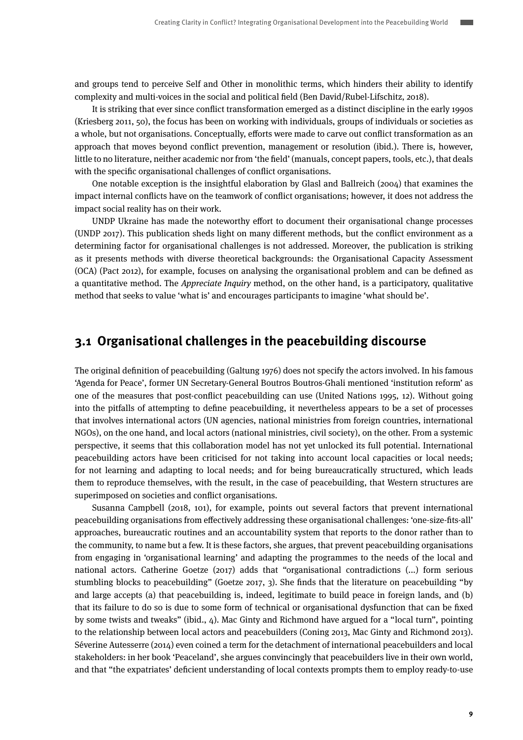and groups tend to perceive Self and Other in monolithic terms, which hinders their ability to identify complexity and multi-voices in the social and political field (Ben David/Rubel-Lifschitz, 2018).

It is striking that ever since conflict transformation emerged as a distinct discipline in the early 1990s (Kriesberg 2011, 50), the focus has been on working with individuals, groups of individuals or societies as a whole, but not organisations. Conceptually, efforts were made to carve out conflict transformation as an approach that moves beyond conflict prevention, management or resolution (ibid.). There is, however, little to no literature, neither academic nor from 'the field' (manuals, concept papers, tools, etc.), that deals with the specific organisational challenges of conflict organisations.

One notable exception is the insightful elaboration by Glasl and Ballreich (2004) that examines the impact internal conflicts have on the teamwork of conflict organisations; however, it does not address the impact social reality has on their work.

UNDP Ukraine has made the noteworthy effort to document their organisational change processes (UNDP 2017). This publication sheds light on many different methods, but the conflict environment as a determining factor for organisational challenges is not addressed. Moreover, the publication is striking as it presents methods with diverse theoretical backgrounds: the Organisational Capacity Assessment (OCA) (Pact 2012), for example, focuses on analysing the organisational problem and can be defined as a quantitative method. The *Appreciate Inquiry* method, on the other hand, is a participatory, qualitative method that seeks to value 'what is' and encourages participants to imagine 'what should be'.

## 3.1 Organisational challenges in the peacebuilding discourse

The original definition of peacebuilding (Galtung 1976) does not specify the actors involved. In his famous 'Agenda for Peace', former UN Secretary-General Boutros Boutros-Ghali mentioned 'institution reform' as one of the measures that post-conflict peacebuilding can use (United Nations 1995, 12). Without going into the pitfalls of attempting to define peacebuilding, it nevertheless appears to be a set of processes that involves international actors (UN agencies, national ministries from foreign countries, international NGOs), on the one hand, and local actors (national ministries, civil society), on the other. From a systemic perspective, it seems that this collaboration model has not yet unlocked its full potential. International peacebuilding actors have been criticised for not taking into account local capacities or local needs; for not learning and adapting to local needs; and for being bureaucratically structured, which leads them to reproduce themselves, with the result, in the case of peacebuilding, that Western structures are superimposed on societies and conflict organisations.

Susanna Campbell (2018, 101), for example, points out several factors that prevent international peacebuilding organisations from effectively addressing these organisational challenges: 'one-size-fits-all' approaches, bureaucratic routines and an accountability system that reports to the donor rather than to the community, to name but a few. It is these factors, she argues, that prevent peacebuilding organisations from engaging in 'organisational learning' and adapting the programmes to the needs of the local and national actors. Catherine Goetze (2017) adds that "organisational contradictions (...) form serious stumbling blocks to peacebuilding" (Goetze 2017, 3). She finds that the literature on peacebuilding "by and large accepts (a) that peacebuilding is, indeed, legitimate to build peace in foreign lands, and (b) that its failure to do so is due to some form of technical or organisational dysfunction that can be fixed by some twists and tweaks" (ibid., 4). Mac Ginty and Richmond have argued for a "local turn", pointing to the relationship between local actors and peacebuilders (Coning 2013, Mac Ginty and Richmond 2013). Séverine Autesserre (2014) even coined a term for the detachment of international peacebuilders and local stakeholders: in her book 'Peaceland', she argues convincingly that peacebuilders live in their own world, and that "the expatriates' deficient understanding of local contexts prompts them to employ ready-to-use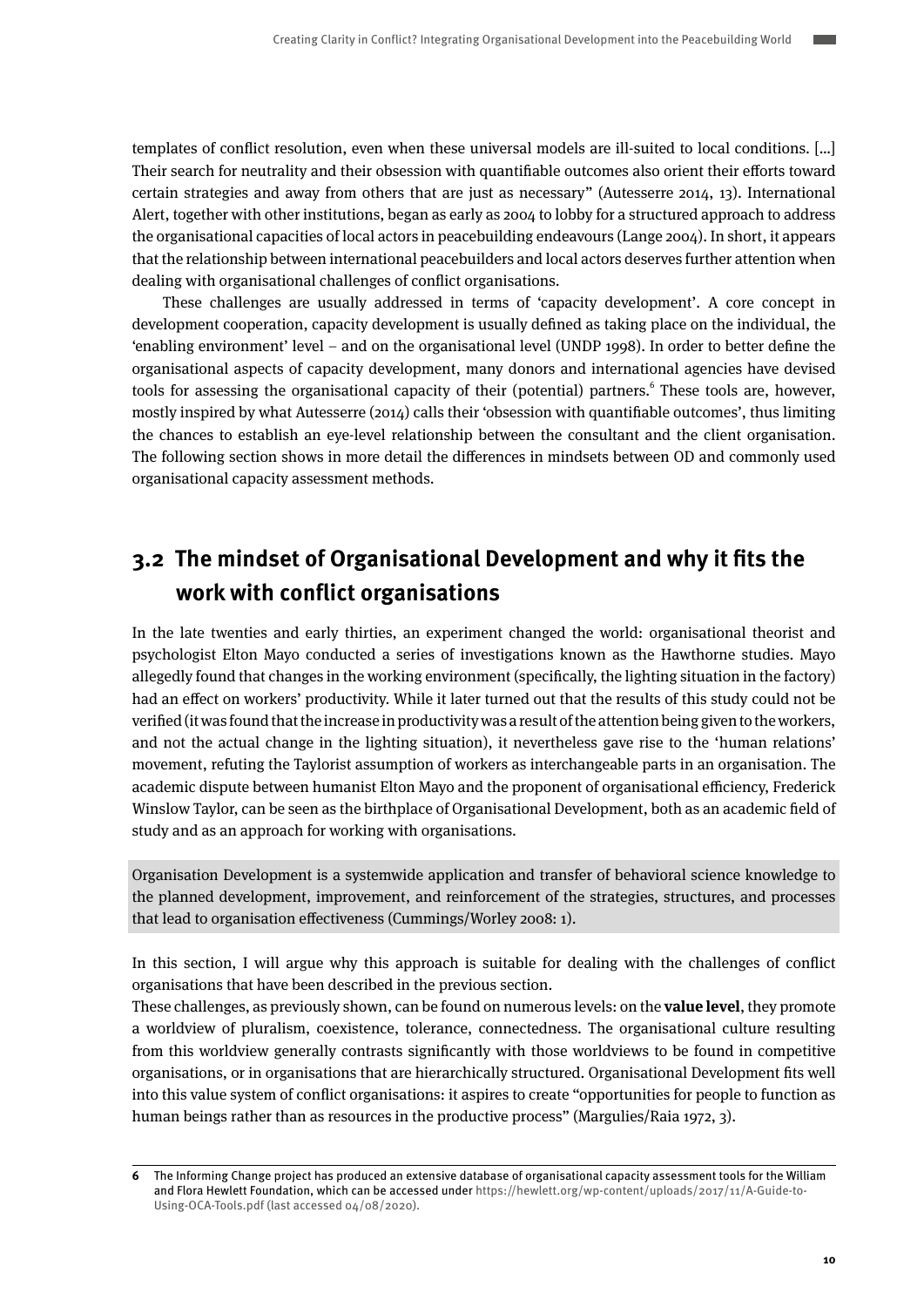templates of conflict resolution, even when these universal models are ill-suited to local conditions. [...] Their search for neutrality and their obsession with quantifiable outcomes also orient their efforts toward certain strategies and away from others that are just as necessary" (Autesserre 2014, 13). International Alert, together with other institutions, began as early as 2004 to lobby for a structured approach to address the organisational capacities of local actors in peacebuilding endeavours (Lange 2004). In short, it appears that the relationship between international peacebuilders and local actors deserves further attention when dealing with organisational challenges of conflict organisations.

These challenges are usually addressed in terms of 'capacity development'. A core concept in development cooperation, capacity development is usually defined as taking place on the individual, the 'enabling environment' level – and on the organisational level (UNDP 1998). In order to better define the organisational aspects of capacity development, many donors and international agencies have devised tools for assessing the organisational capacity of their (potential) partners.[6] These tools are, however, mostly inspired by what Autesserre (2014) calls their 'obsession with quantifiable outcomes', thus limiting the chances to establish an eye-level relationship between the consultant and the client organisation. The following section shows in more detail the differences in mindsets between OD and commonly used organisational capacity assessment methods.

## 3.2 The mindset of Organisational Development and why it fits the work with conflict organisations

In the late twenties and early thirties, an experiment changed the world: organisational theorist and psychologist Elton Mayo conducted a series of investigations known as the Hawthorne studies. Mayo allegedly found that changes in the working environment (specifically, the lighting situation in the factory) had an effect on workers' productivity. While it later turned out that the results of this study could not be verified (it was found that the increase in productivity was a result of the attention being given to the workers, and not the actual change in the lighting situation), it nevertheless gave rise to the 'human relations' movement, refuting the Taylorist assumption of workers as interchangeable parts in an organisation. The academic dispute between humanist Elton Mayo and the proponent of organisational efficiency, Frederick Winslow Taylor, can be seen as the birthplace of Organisational Development, both as an academic field of study and as an approach for working with organisations.

> Organisation Development is a systemwide application and transfer of behavioral science knowledge to the planned development, improvement, and reinforcement of the strategies, structures, and processes that lead to organisation effectiveness (Cummings/Worley 2008: 1).

In this section, I will argue why this approach is suitable for dealing with the challenges of conflict organisations that have been described in the previous section.

These challenges, as previously shown, can be found on numerous levels: on the **value level**, they promote a worldview of pluralism, coexistence, tolerance, connectedness. The organisational culture resulting from this worldview generally contrasts significantly with those worldviews to be found in competitive organisations, or in organisations that are hierarchically structured. Organisational Development fits well into this value system of conflict organisations: it aspires to create "opportunities for people to function as human beings rather than as resources in the productive process" (Margulies/Raia 1972, 3).

---

6 The Informing Change project has produced an extensive database of organisational capacity assessment tools for the William and Flora Hewlett Foundation, which can be accessed under https://hewlett.org/wp-content/uploads/2017/11/A-Guide-to-Using-OCA-Tools.pdf (last accessed 04/08/2020).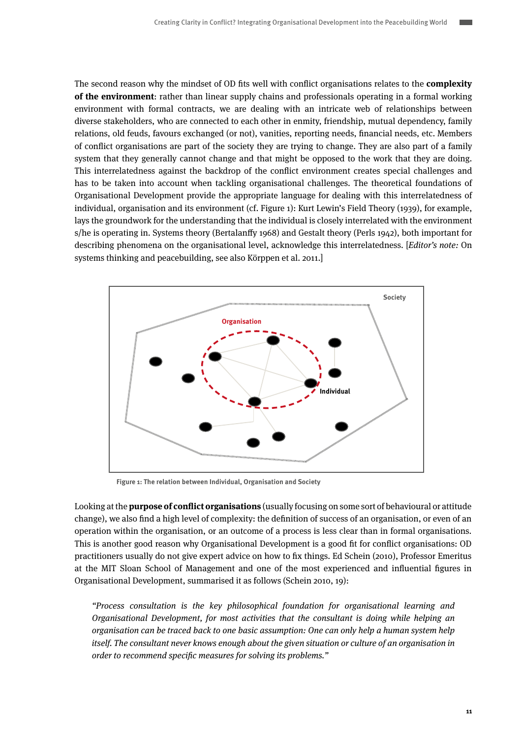The second reason why the mindset of OD fits well with conflict organisations relates to the **complexity of the environment**: rather than linear supply chains and professionals operating in a formal working environment with formal contracts, we are dealing with an intricate web of relationships between diverse stakeholders, who are connected to each other in enmity, friendship, mutual dependency, family relations, old feuds, favours exchanged (or not), vanities, reporting needs, financial needs, etc. Members of conflict organisations are part of the society they are trying to change. They are also part of a family system that they generally cannot change and that might be opposed to the work that they are doing. This interrelatedness against the backdrop of the conflict environment creates special challenges and has to be taken into account when tackling organisational challenges. The theoretical foundations of Organisational Development provide the appropriate language for dealing with this interrelatedness of individual, organisation and its environment (cf. Figure 1): Kurt Lewin's Field Theory (1939), for example, lays the groundwork for the understanding that the individual is closely interrelated with the environment s/he is operating in. Systems theory (Bertalanffy 1968) and Gestalt theory (Perls 1942), both important for describing phenomena on the organisational level, acknowledge this interrelatedness. [*Editor's note:* On systems thinking and peacebuilding, see also Körppen et al. 2011.]

Society

Organisation

Individual

**Figure 1: The relation between Individual, Organisation and Society**

Looking at the **purpose of conflict organisations** (usually focusing on some sort of behavioural or attitude change), we also find a high level of complexity: the definition of success of an organisation, or even of an operation within the organisation, or an outcome of a process is less clear than in formal organisations. This is another good reason why Organisational Development is a good fit for conflict organisations: OD practitioners usually do not give expert advice on how to fix things. Ed Schein (2010), Professor Emeritus at the MIT Sloan School of Management and one of the most experienced and influential figures in Organisational Development, summarised it as follows (Schein 2010, 19):

> *"Process consultation is the key philosophical foundation for organisational learning and Organisational Development, for most activities that the consultant is doing while helping an organisation can be traced back to one basic assumption: One can only help a human system help itself. The consultant never knows enough about the given situation or culture of an organisation in order to recommend specific measures for solving its problems."*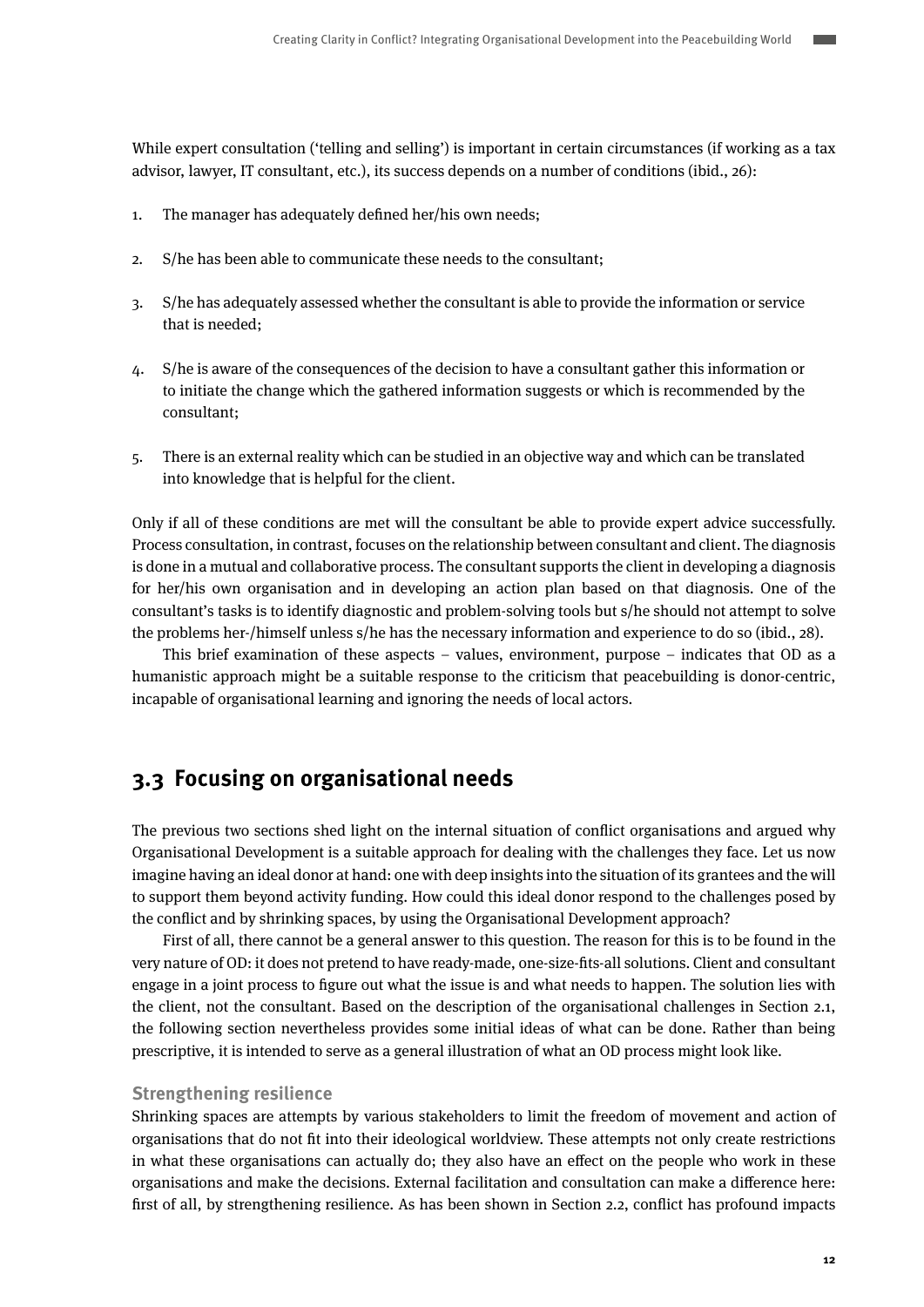While expert consultation ('telling and selling') is important in certain circumstances (if working as a tax advisor, lawyer, IT consultant, etc.), its success depends on a number of conditions (ibid., 26):

1. The manager has adequately defined her/his own needs;
2. S/he has been able to communicate these needs to the consultant;
3. S/he has adequately assessed whether the consultant is able to provide the information or service that is needed;
4. S/he is aware of the consequences of the decision to have a consultant gather this information or to initiate the change which the gathered information suggests or which is recommended by the consultant;
5. There is an external reality which can be studied in an objective way and which can be translated into knowledge that is helpful for the client.

Only if all of these conditions are met will the consultant be able to provide expert advice successfully. Process consultation, in contrast, focuses on the relationship between consultant and client. The diagnosis is done in a mutual and collaborative process. The consultant supports the client in developing a diagnosis for her/his own organisation and in developing an action plan based on that diagnosis. One of the consultant's tasks is to identify diagnostic and problem-solving tools but s/he should not attempt to solve the problems her-/himself unless s/he has the necessary information and experience to do so (ibid., 28).

This brief examination of these aspects – values, environment, purpose – indicates that OD as a humanistic approach might be a suitable response to the criticism that peacebuilding is donor-centric, incapable of organisational learning and ignoring the needs of local actors.

## 3.3 Focusing on organisational needs

The previous two sections shed light on the internal situation of conflict organisations and argued why Organisational Development is a suitable approach for dealing with the challenges they face. Let us now imagine having an ideal donor at hand: one with deep insights into the situation of its grantees and the will to support them beyond activity funding. How could this ideal donor respond to the challenges posed by the conflict and by shrinking spaces, by using the Organisational Development approach?

First of all, there cannot be a general answer to this question. The reason for this is to be found in the very nature of OD: it does not pretend to have ready-made, one-size-fits-all solutions. Client and consultant engage in a joint process to figure out what the issue is and what needs to happen. The solution lies with the client, not the consultant. Based on the description of the organisational challenges in Section 2.1, the following section nevertheless provides some initial ideas of what can be done. Rather than being prescriptive, it is intended to serve as a general illustration of what an OD process might look like.

### Strengthening resilience

Shrinking spaces are attempts by various stakeholders to limit the freedom of movement and action of organisations that do not fit into their ideological worldview. These attempts not only create restrictions in what these organisations can actually do; they also have an effect on the people who work in these organisations and make the decisions. External facilitation and consultation can make a difference here: first of all, by strengthening resilience. As has been shown in Section 2.2, conflict has profound impacts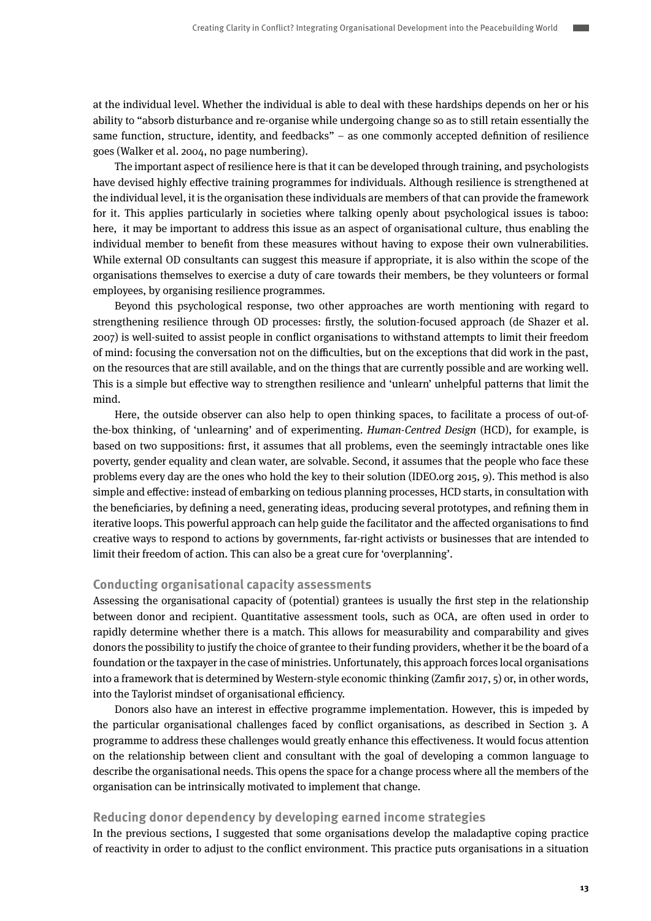at the individual level. Whether the individual is able to deal with these hardships depends on her or his ability to "absorb disturbance and re-organise while undergoing change so as to still retain essentially the same function, structure, identity, and feedbacks" – as one commonly accepted definition of resilience goes (Walker et al. 2004, no page numbering).

The important aspect of resilience here is that it can be developed through training, and psychologists have devised highly effective training programmes for individuals. Although resilience is strengthened at the individual level, it is the organisation these individuals are members of that can provide the framework for it. This applies particularly in societies where talking openly about psychological issues is taboo: here, it may be important to address this issue as an aspect of organisational culture, thus enabling the individual member to benefit from these measures without having to expose their own vulnerabilities. While external OD consultants can suggest this measure if appropriate, it is also within the scope of the organisations themselves to exercise a duty of care towards their members, be they volunteers or formal employees, by organising resilience programmes.

Beyond this psychological response, two other approaches are worth mentioning with regard to strengthening resilience through OD processes: firstly, the solution-focused approach (de Shazer et al. 2007) is well-suited to assist people in conflict organisations to withstand attempts to limit their freedom of mind: focusing the conversation not on the difficulties, but on the exceptions that did work in the past, on the resources that are still available, and on the things that are currently possible and are working well. This is a simple but effective way to strengthen resilience and 'unlearn' unhelpful patterns that limit the mind.

Here, the outside observer can also help to open thinking spaces, to facilitate a process of out-of-the-box thinking, of 'unlearning' and of experimenting. *Human-Centred Design* (HCD), for example, is based on two suppositions: first, it assumes that all problems, even the seemingly intractable ones like poverty, gender equality and clean water, are solvable. Second, it assumes that the people who face these problems every day are the ones who hold the key to their solution (IDEO.org 2015, 9). This method is also simple and effective: instead of embarking on tedious planning processes, HCD starts, in consultation with the beneficiaries, by defining a need, generating ideas, producing several prototypes, and refining them in iterative loops. This powerful approach can help guide the facilitator and the affected organisations to find creative ways to respond to actions by governments, far-right activists or businesses that are intended to limit their freedom of action. This can also be a great cure for 'overplanning'.

### Conducting organisational capacity assessments

Assessing the organisational capacity of (potential) grantees is usually the first step in the relationship between donor and recipient. Quantitative assessment tools, such as OCA, are often used in order to rapidly determine whether there is a match. This allows for measurability and comparability and gives donors the possibility to justify the choice of grantee to their funding providers, whether it be the board of a foundation or the taxpayer in the case of ministries. Unfortunately, this approach forces local organisations into a framework that is determined by Western-style economic thinking (Zamfir 2017, 5) or, in other words, into the Taylorist mindset of organisational efficiency.

Donors also have an interest in effective programme implementation. However, this is impeded by the particular organisational challenges faced by conflict organisations, as described in Section 3. A programme to address these challenges would greatly enhance this effectiveness. It would focus attention on the relationship between client and consultant with the goal of developing a common language to describe the organisational needs. This opens the space for a change process where all the members of the organisation can be intrinsically motivated to implement that change.

### Reducing donor dependency by developing earned income strategies

In the previous sections, I suggested that some organisations develop the maladaptive coping practice of reactivity in order to adjust to the conflict environment. This practice puts organisations in a situation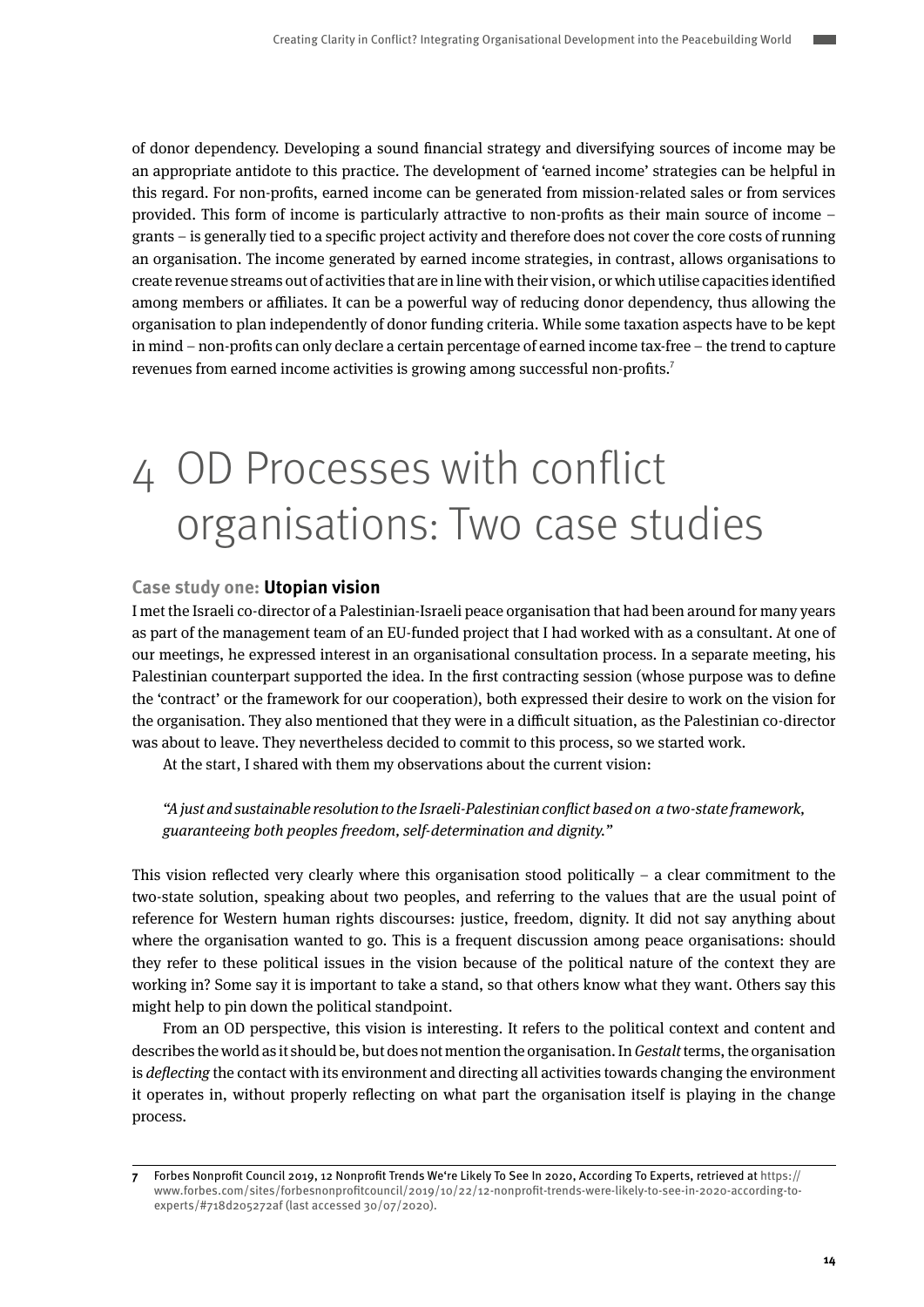of donor dependency. Developing a sound financial strategy and diversifying sources of income may be an appropriate antidote to this practice. The development of 'earned income' strategies can be helpful in this regard. For non-profits, earned income can be generated from mission-related sales or from services provided. This form of income is particularly attractive to non-profits as their main source of income – grants – is generally tied to a specific project activity and therefore does not cover the core costs of running an organisation. The income generated by earned income strategies, in contrast, allows organisations to create revenue streams out of activities that are in line with their vision, or which utilise capacities identified among members or affiliates. It can be a powerful way of reducing donor dependency, thus allowing the organisation to plan independently of donor funding criteria. While some taxation aspects have to be kept in mind – non-profits can only declare a certain percentage of earned income tax-free – the trend to capture revenues from earned income activities is growing among successful non-profits.[7]

# 4 OD Processes with conflict organisations: Two case studies

### Case study one: **Utopian vision**

I met the Israeli co-director of a Palestinian-Israeli peace organisation that had been around for many years as part of the management team of an EU-funded project that I had worked with as a consultant. At one of our meetings, he expressed interest in an organisational consultation process. In a separate meeting, his Palestinian counterpart supported the idea. In the first contracting session (whose purpose was to define the 'contract' or the framework for our cooperation), both expressed their desire to work on the vision for the organisation. They also mentioned that they were in a difficult situation, as the Palestinian co-director was about to leave. They nevertheless decided to commit to this process, so we started work.

At the start, I shared with them my observations about the current vision:

*"A just and sustainable resolution to the Israeli-Palestinian conflict based on a two-state framework, guaranteeing both peoples freedom, self-determination and dignity."*

This vision reflected very clearly where this organisation stood politically – a clear commitment to the two-state solution, speaking about two peoples, and referring to the values that are the usual point of reference for Western human rights discourses: justice, freedom, dignity. It did not say anything about where the organisation wanted to go. This is a frequent discussion among peace organisations: should they refer to these political issues in the vision because of the political nature of the context they are working in? Some say it is important to take a stand, so that others know what they want. Others say this might help to pin down the political standpoint.

From an OD perspective, this vision is interesting. It refers to the political context and content and describes the world as it should be, but does not mention the organisation. In *Gestalt* terms, the organisation is *deflecting* the contact with its environment and directing all activities towards changing the environment it operates in, without properly reflecting on what part the organisation itself is playing in the change process.

---

[7] Forbes Nonprofit Council 2019, 12 Nonprofit Trends We're Likely To See In 2020, According To Experts, retrieved at https://www.forbes.com/sites/forbesnonprofitcouncil/2019/10/22/12-nonprofit-trends-were-likely-to-see-in-2020-according-to-experts/#718d205272af (last accessed 30/07/2020).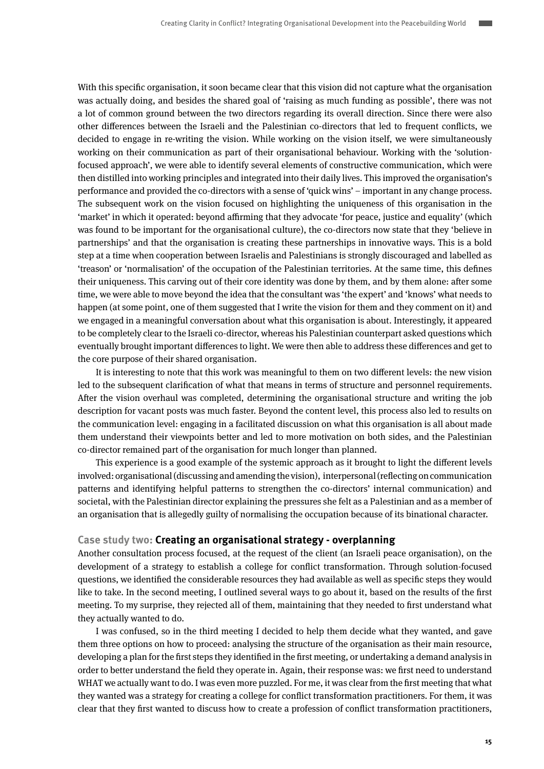With this specific organisation, it soon became clear that this vision did not capture what the organisation was actually doing, and besides the shared goal of 'raising as much funding as possible', there was not a lot of common ground between the two directors regarding its overall direction. Since there were also other differences between the Israeli and the Palestinian co-directors that led to frequent conflicts, we decided to engage in re-writing the vision. While working on the vision itself, we were simultaneously working on their communication as part of their organisational behaviour. Working with the 'solution-focused approach', we were able to identify several elements of constructive communication, which were then distilled into working principles and integrated into their daily lives. This improved the organisation's performance and provided the co-directors with a sense of 'quick wins' – important in any change process. The subsequent work on the vision focused on highlighting the uniqueness of this organisation in the 'market' in which it operated: beyond affirming that they advocate 'for peace, justice and equality' (which was found to be important for the organisational culture), the co-directors now state that they 'believe in partnerships' and that the organisation is creating these partnerships in innovative ways. This is a bold step at a time when cooperation between Israelis and Palestinians is strongly discouraged and labelled as 'treason' or 'normalisation' of the occupation of the Palestinian territories. At the same time, this defines their uniqueness. This carving out of their core identity was done by them, and by them alone: after some time, we were able to move beyond the idea that the consultant was 'the expert' and 'knows' what needs to happen (at some point, one of them suggested that I write the vision for them and they comment on it) and we engaged in a meaningful conversation about what this organisation is about. Interestingly, it appeared to be completely clear to the Israeli co-director, whereas his Palestinian counterpart asked questions which eventually brought important differences to light. We were then able to address these differences and get to the core purpose of their shared organisation.

It is interesting to note that this work was meaningful to them on two different levels: the new vision led to the subsequent clarification of what that means in terms of structure and personnel requirements. After the vision overhaul was completed, determining the organisational structure and writing the job description for vacant posts was much faster. Beyond the content level, this process also led to results on the communication level: engaging in a facilitated discussion on what this organisation is all about made them understand their viewpoints better and led to more motivation on both sides, and the Palestinian co-director remained part of the organisation for much longer than planned.

This experience is a good example of the systemic approach as it brought to light the different levels involved: organisational (discussing and amending the vision), interpersonal (reflecting on communication patterns and identifying helpful patterns to strengthen the co-directors' internal communication) and societal, with the Palestinian director explaining the pressures she felt as a Palestinian and as a member of an organisation that is allegedly guilty of normalising the occupation because of its binational character.

### Case study two: **Creating an organisational strategy - overplanning**

Another consultation process focused, at the request of the client (an Israeli peace organisation), on the development of a strategy to establish a college for conflict transformation. Through solution-focused questions, we identified the considerable resources they had available as well as specific steps they would like to take. In the second meeting, I outlined several ways to go about it, based on the results of the first meeting. To my surprise, they rejected all of them, maintaining that they needed to first understand what they actually wanted to do.

I was confused, so in the third meeting I decided to help them decide what they wanted, and gave them three options on how to proceed: analysing the structure of the organisation as their main resource, developing a plan for the first steps they identified in the first meeting, or undertaking a demand analysis in order to better understand the field they operate in. Again, their response was: we first need to understand WHAT we actually want to do. I was even more puzzled. For me, it was clear from the first meeting that what they wanted was a strategy for creating a college for conflict transformation practitioners. For them, it was clear that they first wanted to discuss how to create a profession of conflict transformation practitioners,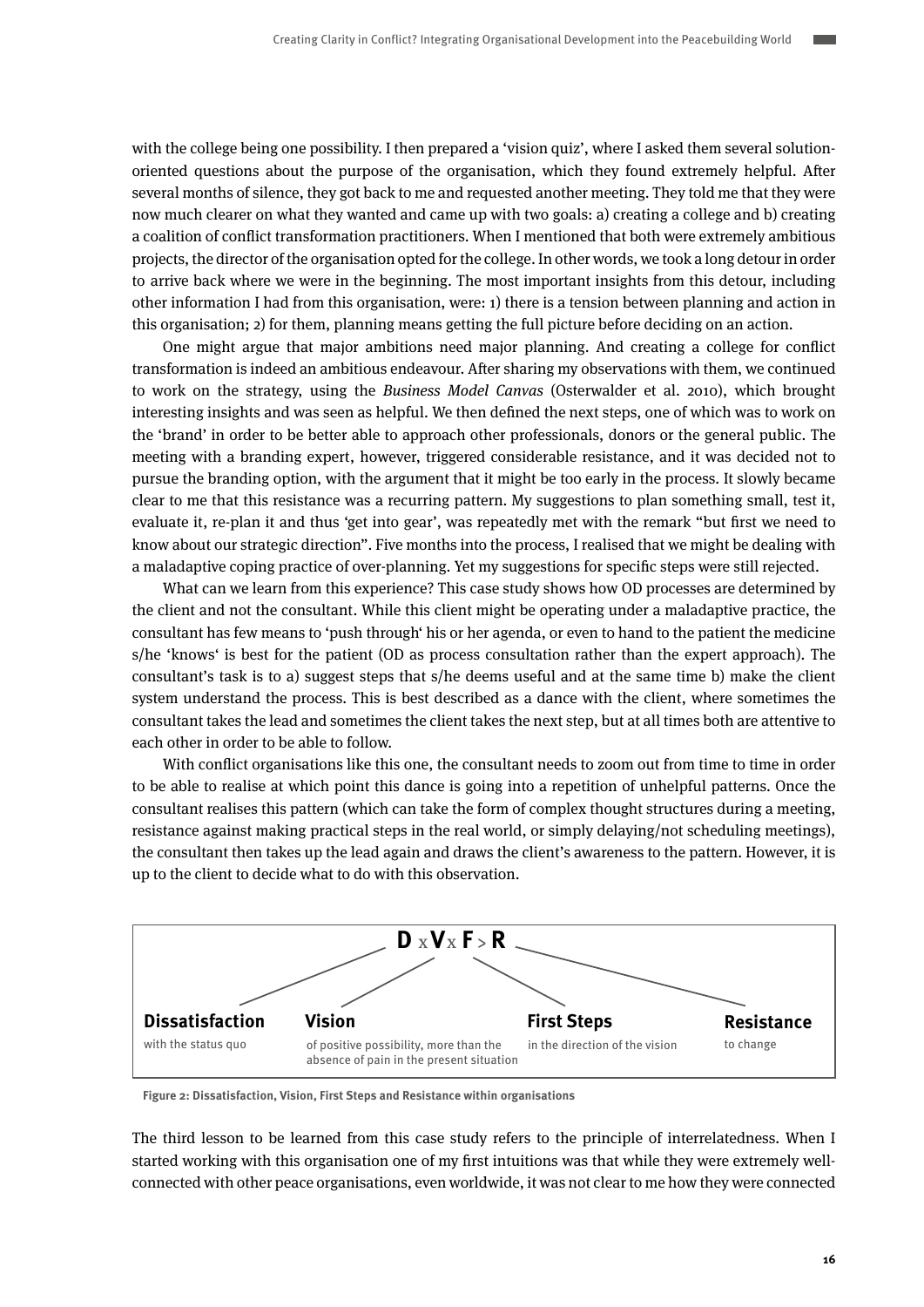with the college being one possibility. I then prepared a 'vision quiz', where I asked them several solution-oriented questions about the purpose of the organisation, which they found extremely helpful. After several months of silence, they got back to me and requested another meeting. They told me that they were now much clearer on what they wanted and came up with two goals: a) creating a college and b) creating a coalition of conflict transformation practitioners. When I mentioned that both were extremely ambitious projects, the director of the organisation opted for the college. In other words, we took a long detour in order to arrive back where we were in the beginning. The most important insights from this detour, including other information I had from this organisation, were: 1) there is a tension between planning and action in this organisation; 2) for them, planning means getting the full picture before deciding on an action.

One might argue that major ambitions need major planning. And creating a college for conflict transformation is indeed an ambitious endeavour. After sharing my observations with them, we continued to work on the strategy, using the *Business Model Canvas* (Osterwalder et al. 2010), which brought interesting insights and was seen as helpful. We then defined the next steps, one of which was to work on the 'brand' in order to be better able to approach other professionals, donors or the general public. The meeting with a branding expert, however, triggered considerable resistance, and it was decided not to pursue the branding option, with the argument that it might be too early in the process. It slowly became clear to me that this resistance was a recurring pattern. My suggestions to plan something small, test it, evaluate it, re-plan it and thus 'get into gear', was repeatedly met with the remark "but first we need to know about our strategic direction". Five months into the process, I realised that we might be dealing with a maladaptive coping practice of over-planning. Yet my suggestions for specific steps were still rejected.

What can we learn from this experience? This case study shows how OD processes are determined by the client and not the consultant. While this client might be operating under a maladaptive practice, the consultant has few means to 'push through' his or her agenda, or even to hand to the patient the medicine s/he 'knows' is best for the patient (OD as process consultation rather than the expert approach). The consultant's task is to a) suggest steps that s/he deems useful and at the same time b) make the client system understand the process. This is best described as a dance with the client, where sometimes the consultant takes the lead and sometimes the client takes the next step, but at all times both are attentive to each other in order to be able to follow.

With conflict organisations like this one, the consultant needs to zoom out from time to time in order to be able to realise at which point this dance is going into a repetition of unhelpful patterns. Once the consultant realises this pattern (which can take the form of complex thought structures during a meeting, resistance against making practical steps in the real world, or simply delaying/not scheduling meetings), the consultant then takes up the lead again and draws the client's awareness to the pattern. However, it is up to the client to decide what to do with this observation.

$$\mathbf{D} \times \mathbf{V} \times \mathbf{F} > \mathbf{R}$$

**Dissatisfaction** with the status quo

**Vision** of positive possibility, more than the absence of pain in the present situation

**First Steps** in the direction of the vision

**Resistance** to change

**Figure 2: Dissatisfaction, Vision, First Steps and Resistance within organisations**

The third lesson to be learned from this case study refers to the principle of interrelatedness. When I started working with this organisation one of my first intuitions was that while they were extremely well-connected with other peace organisations, even worldwide, it was not clear to me how they were connected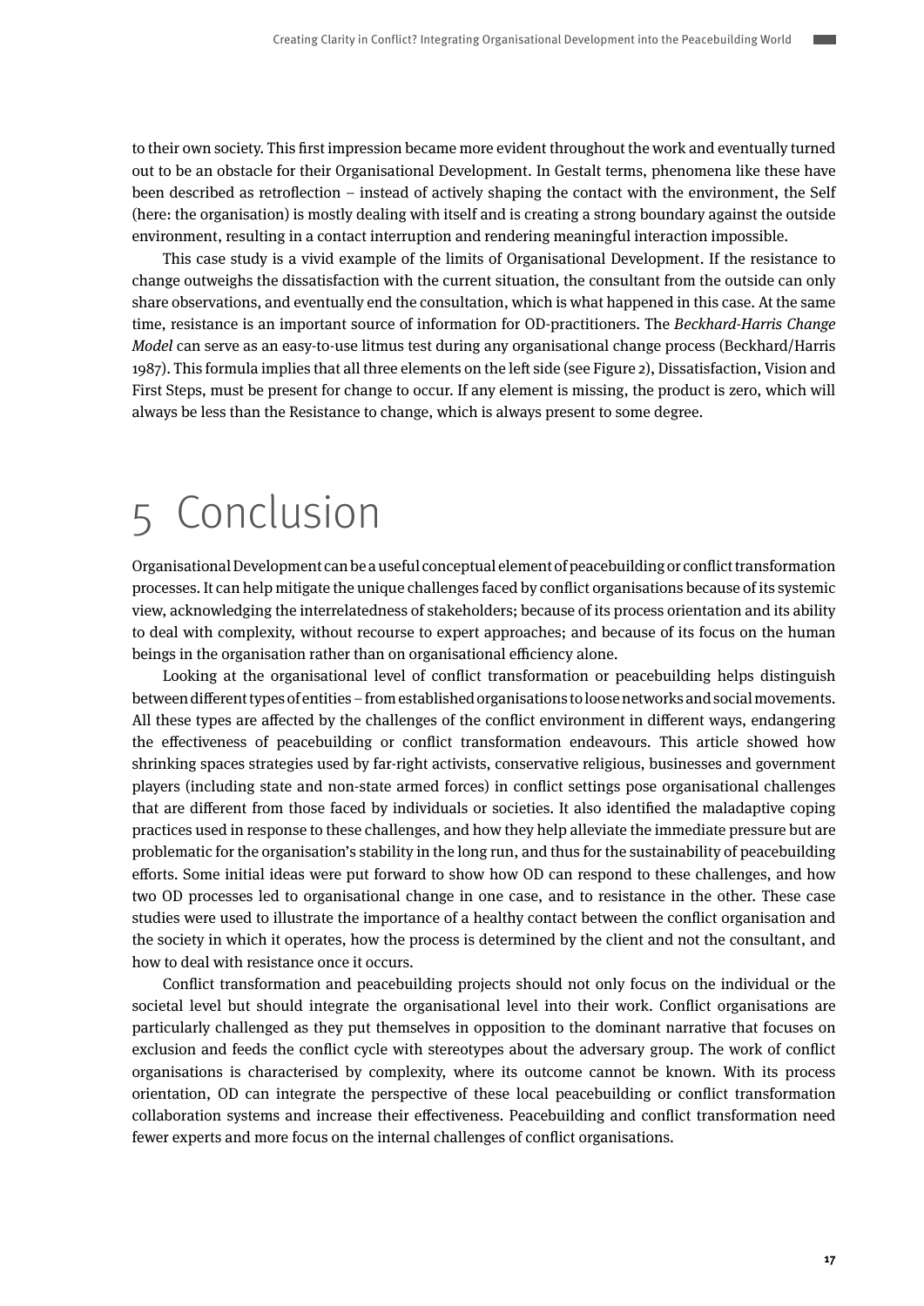to their own society. This first impression became more evident throughout the work and eventually turned out to be an obstacle for their Organisational Development. In Gestalt terms, phenomena like these have been described as retroflection – instead of actively shaping the contact with the environment, the Self (here: the organisation) is mostly dealing with itself and is creating a strong boundary against the outside environment, resulting in a contact interruption and rendering meaningful interaction impossible.

This case study is a vivid example of the limits of Organisational Development. If the resistance to change outweighs the dissatisfaction with the current situation, the consultant from the outside can only share observations, and eventually end the consultation, which is what happened in this case. At the same time, resistance is an important source of information for OD-practitioners. The *Beckhard-Harris Change Model* can serve as an easy-to-use litmus test during any organisational change process (Beckhard/Harris 1987). This formula implies that all three elements on the left side (see Figure 2), Dissatisfaction, Vision and First Steps, must be present for change to occur. If any element is missing, the product is zero, which will always be less than the Resistance to change, which is always present to some degree.

# 5 Conclusion

Organisational Development can be a useful conceptual element of peacebuilding or conflict transformation processes. It can help mitigate the unique challenges faced by conflict organisations because of its systemic view, acknowledging the interrelatedness of stakeholders; because of its process orientation and its ability to deal with complexity, without recourse to expert approaches; and because of its focus on the human beings in the organisation rather than on organisational efficiency alone.

Looking at the organisational level of conflict transformation or peacebuilding helps distinguish between different types of entities – from established organisations to loose networks and social movements. All these types are affected by the challenges of the conflict environment in different ways, endangering the effectiveness of peacebuilding or conflict transformation endeavours. This article showed how shrinking spaces strategies used by far-right activists, conservative religious, businesses and government players (including state and non-state armed forces) in conflict settings pose organisational challenges that are different from those faced by individuals or societies. It also identified the maladaptive coping practices used in response to these challenges, and how they help alleviate the immediate pressure but are problematic for the organisation's stability in the long run, and thus for the sustainability of peacebuilding efforts. Some initial ideas were put forward to show how OD can respond to these challenges, and how two OD processes led to organisational change in one case, and to resistance in the other. These case studies were used to illustrate the importance of a healthy contact between the conflict organisation and the society in which it operates, how the process is determined by the client and not the consultant, and how to deal with resistance once it occurs.

Conflict transformation and peacebuilding projects should not only focus on the individual or the societal level but should integrate the organisational level into their work. Conflict organisations are particularly challenged as they put themselves in opposition to the dominant narrative that focuses on exclusion and feeds the conflict cycle with stereotypes about the adversary group. The work of conflict organisations is characterised by complexity, where its outcome cannot be known. With its process orientation, OD can integrate the perspective of these local peacebuilding or conflict transformation collaboration systems and increase their effectiveness. Peacebuilding and conflict transformation need fewer experts and more focus on the internal challenges of conflict organisations.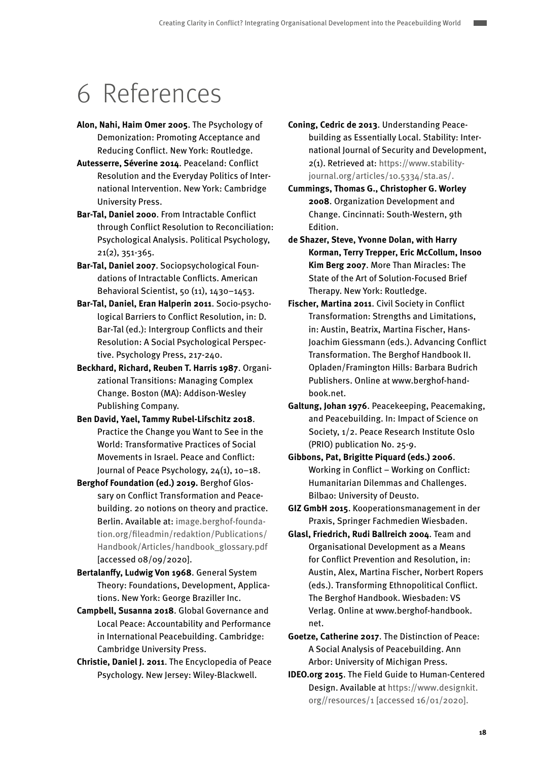# 6 References

**Alon, Nahi, Haim Omer 2005**. The Psychology of Demonization: Promoting Acceptance and Reducing Conflict. New York: Routledge.

**Autesserre, Séverine 2014**. Peaceland: Conflict Resolution and the Everyday Politics of International Intervention. New York: Cambridge University Press.

**Bar-Tal, Daniel 2000**. From Intractable Conflict through Conflict Resolution to Reconciliation: Psychological Analysis. Political Psychology, 21(2), 351-365.

**Bar-Tal, Daniel 2007**. Sociopsychological Foundations of Intractable Conflicts. American Behavioral Scientist, 50 (11), 1430–1453.

**Bar-Tal, Daniel, Eran Halperin 2011**. Socio-psychological Barriers to Conflict Resolution, in: D. Bar-Tal (ed.): Intergroup Conflicts and their Resolution: A Social Psychological Perspective. Psychology Press, 217-240.

**Beckhard, Richard, Reuben T. Harris 1987**. Organizational Transitions: Managing Complex Change. Boston (MA): Addison-Wesley Publishing Company.

**Ben David, Yael, Tammy Rubel-Lifschitz 2018**. Practice the Change you Want to See in the World: Transformative Practices of Social Movements in Israel. Peace and Conflict: Journal of Peace Psychology, 24(1), 10–18.

**Berghof Foundation (ed.) 2019.** Berghof Glossary on Conflict Transformation and Peacebuilding. 20 notions on theory and practice. Berlin. Available at: image.berghof-foundation.org/fileadmin/redaktion/Publications/Handbook/Articles/handbook_glossary.pdf [accessed 08/09/2020].

**Bertalanffy, Ludwig Von 1968**. General System Theory: Foundations, Development, Applications. New York: George Braziller Inc.

**Campbell, Susanna 2018**. Global Governance and Local Peace: Accountability and Performance in International Peacebuilding. Cambridge: Cambridge University Press.

**Christie, Daniel J. 2011**. The Encyclopedia of Peace Psychology. New Jersey: Wiley-Blackwell.

**Coning, Cedric de 2013**. Understanding Peacebuilding as Essentially Local. Stability: International Journal of Security and Development, 2(1). Retrieved at: https://www.stability-journal.org/articles/10.5334/sta.as/.

**Cummings, Thomas G., Christopher G. Worley 2008**. Organization Development and Change. Cincinnati: South-Western, 9th Edition.

**de Shazer, Steve, Yvonne Dolan, with Harry Korman, Terry Trepper, Eric McCollum, Insoo Kim Berg 2007**. More Than Miracles: The State of the Art of Solution-Focused Brief Therapy. New York: Routledge.

**Fischer, Martina 2011**. Civil Society in Conflict Transformation: Strengths and Limitations, in: Austin, Beatrix, Martina Fischer, Hans-Joachim Giessmann (eds.). Advancing Conflict Transformation. The Berghof Handbook II. Opladen/Framington Hills: Barbara Budrich Publishers. Online at www.berghof-handbook.net.

**Galtung, Johan 1976**. Peacekeeping, Peacemaking, and Peacebuilding. In: Impact of Science on Society, 1/2. Peace Research Institute Oslo (PRIO) publication No. 25-9.

**Gibbons, Pat, Brigitte Piquard (eds.) 2006**. Working in Conflict – Working on Conflict: Humanitarian Dilemmas and Challenges. Bilbao: University of Deusto.

**GIZ GmbH 2015**. Kooperationsmanagement in der Praxis, Springer Fachmedien Wiesbaden.

**Glasl, Friedrich, Rudi Ballreich 2004**. Team and Organisational Development as a Means for Conflict Prevention and Resolution, in: Austin, Alex, Martina Fischer, Norbert Ropers (eds.). Transforming Ethnopolitical Conflict. The Berghof Handbook. Wiesbaden: VS Verlag. Online at www.berghof-handbook.net.

**Goetze, Catherine 2017**. The Distinction of Peace: A Social Analysis of Peacebuilding. Ann Arbor: University of Michigan Press.

**IDEO.org 2015**. The Field Guide to Human-Centered Design. Available at https://www.designkit.org//resources/1 [accessed 16/01/2020].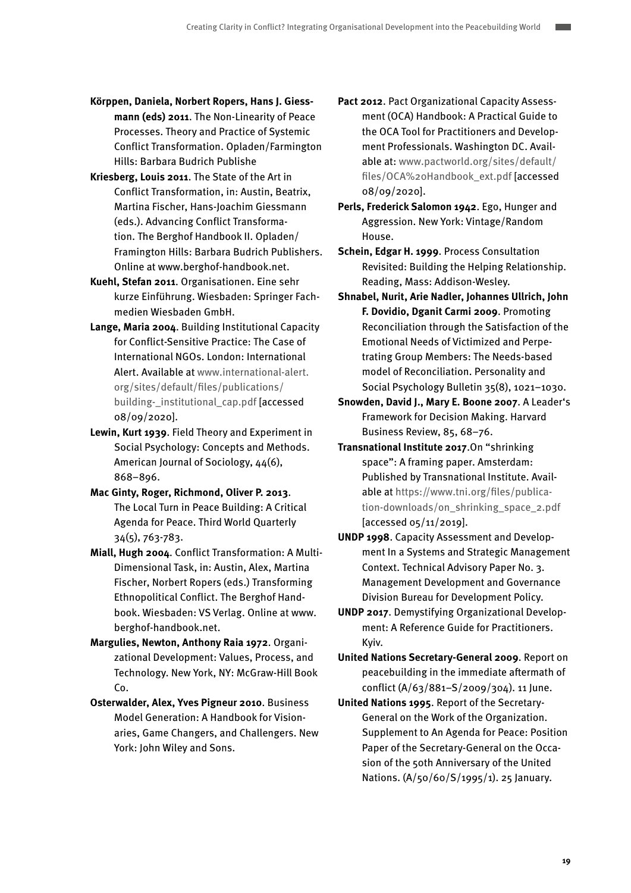**Körppen, Daniela, Norbert Ropers, Hans J. Giessmann (eds) 2011**. The Non-Linearity of Peace Processes. Theory and Practice of Systemic Conflict Transformation. Opladen/Farmington Hills: Barbara Budrich Publishe

**Kriesberg, Louis 2011**. The State of the Art in Conflict Transformation, in: Austin, Beatrix, Martina Fischer, Hans-Joachim Giessmann (eds.). Advancing Conflict Transformation. The Berghof Handbook II. Opladen/ Framington Hills: Barbara Budrich Publishers. Online at www.berghof-handbook.net.

**Kuehl, Stefan 2011**. Organisationen. Eine sehr kurze Einführung. Wiesbaden: Springer Fachmedien Wiesbaden GmbH.

**Lange, Maria 2004**. Building Institutional Capacity for Conflict-Sensitive Practice: The Case of International NGOs. London: International Alert. Available at www.international-alert.org/sites/default/files/publications/building-_institutional_cap.pdf [accessed 08/09/2020].

**Lewin, Kurt 1939**. Field Theory and Experiment in Social Psychology: Concepts and Methods. American Journal of Sociology, 44(6), 868–896.

**Mac Ginty, Roger, Richmond, Oliver P. 2013**. The Local Turn in Peace Building: A Critical Agenda for Peace. Third World Quarterly 34(5), 763-783.

**Miall, Hugh 2004**. Conflict Transformation: A Multi-Dimensional Task, in: Austin, Alex, Martina Fischer, Norbert Ropers (eds.) Transforming Ethnopolitical Conflict. The Berghof Handbook. Wiesbaden: VS Verlag. Online at www.berghof-handbook.net.

**Margulies, Newton, Anthony Raia 1972**. Organizational Development: Values, Process, and Technology. New York, NY: McGraw-Hill Book Co.

**Osterwalder, Alex, Yves Pigneur 2010**. Business Model Generation: A Handbook for Visionaries, Game Changers, and Challengers. New York: John Wiley and Sons.

**Pact 2012**. Pact Organizational Capacity Assessment (OCA) Handbook: A Practical Guide to the OCA Tool for Practitioners and Development Professionals. Washington DC. Available at: www.pactworld.org/sites/default/files/OCA%20Handbook_ext.pdf [accessed 08/09/2020].

**Perls, Frederick Salomon 1942**. Ego, Hunger and Aggression. New York: Vintage/Random House.

**Schein, Edgar H. 1999**. Process Consultation Revisited: Building the Helping Relationship. Reading, Mass: Addison-Wesley.

**Shnabel, Nurit, Arie Nadler, Johannes Ullrich, John F. Dovidio, Dganit Carmi 2009**. Promoting Reconciliation through the Satisfaction of the Emotional Needs of Victimized and Perpetrating Group Members: The Needs-based model of Reconciliation. Personality and Social Psychology Bulletin 35(8), 1021–1030.

**Snowden, David J., Mary E. Boone 2007**. A Leader's Framework for Decision Making. Harvard Business Review, 85, 68–76.

**Transnational Institute 2017**.On "shrinking space": A framing paper. Amsterdam: Published by Transnational Institute. Available at https://www.tni.org/files/publication-downloads/on_shrinking_space_2.pdf [accessed 05/11/2019].

**UNDP 1998**. Capacity Assessment and Development In a Systems and Strategic Management Context. Technical Advisory Paper No. 3. Management Development and Governance Division Bureau for Development Policy.

**UNDP 2017**. Demystifying Organizational Development: A Reference Guide for Practitioners. Kyiv.

**United Nations Secretary-General 2009**. Report on peacebuilding in the immediate aftermath of conflict (A/63/881–S/2009/304). 11 June.

**United Nations 1995**. Report of the Secretary-General on the Work of the Organization. Supplement to An Agenda for Peace: Position Paper of the Secretary-General on the Occasion of the 50th Anniversary of the United Nations. (A/50/60/S/1995/1). 25 January.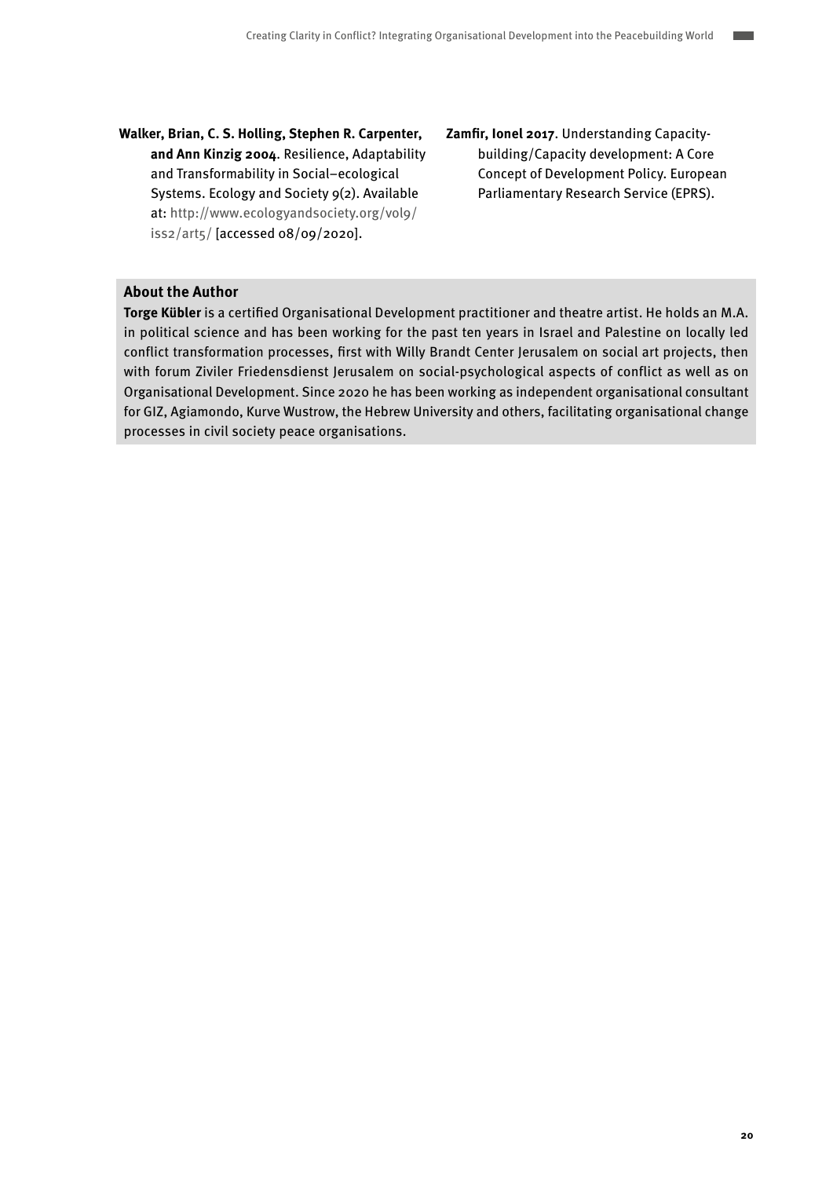**Walker, Brian, C. S. Holling, Stephen R. Carpenter, and Ann Kinzig 2004**. Resilience, Adaptability and Transformability in Social–ecological Systems. Ecology and Society 9(2). Available at: http://www.ecologyandsociety.org/vol9/iss2/art5/ [accessed 08/09/2020].

**Zamfir, Ionel 2017**. Understanding Capacity-building/Capacity development: A Core Concept of Development Policy. European Parliamentary Research Service (EPRS).

## About the Author

**Torge Kübler** is a certified Organisational Development practitioner and theatre artist. He holds an M.A. in political science and has been working for the past ten years in Israel and Palestine on locally led conflict transformation processes, first with Willy Brandt Center Jerusalem on social art projects, then with forum Ziviler Friedensdienst Jerusalem on social-psychological aspects of conflict as well as on Organisational Development. Since 2020 he has been working as independent organisational consultant for GIZ, Agiamondo, Kurve Wustrow, the Hebrew University and others, facilitating organisational change processes in civil society peace organisations.